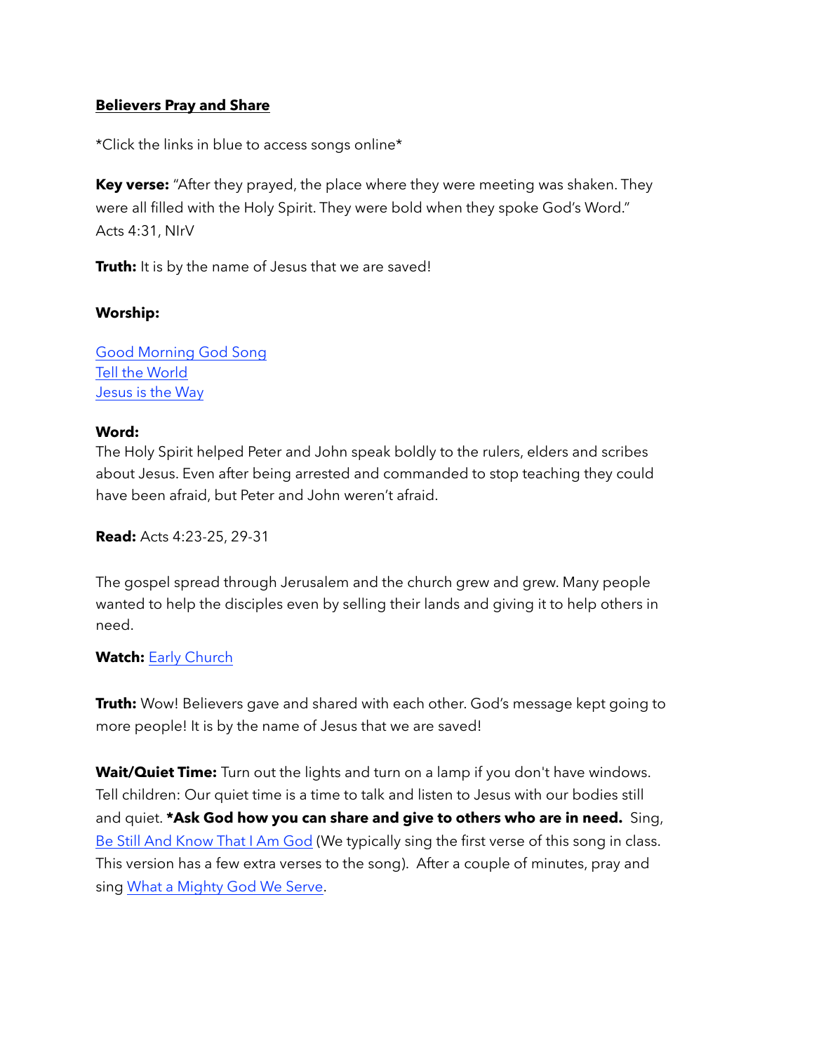# **Believers Pray and Share**

*Click the links in blue to access songs online*

**Key verse:** "After they prayed, the place where they were meeting was shaken. They were all filled with the Holy Spirit. They were bold when they spoke God's Word." Acts 4:31, NIrV

**Truth:** It is by the name of Jesus that we are saved!

**Worship:**

Good Morning God Song
Tell the World
Jesus is the Way

**Word:**
The Holy Spirit helped Peter and John speak boldly to the rulers, elders and scribes about Jesus. Even after being arrested and commanded to stop teaching they could have been afraid, but Peter and John weren't afraid.

**Read:** Acts 4:23-25, 29-31

The gospel spread through Jerusalem and the church grew and grew. Many people wanted to help the disciples even by selling their lands and giving it to help others in need.

**Watch:** Early Church

**Truth:** Wow! Believers gave and shared with each other. God's message kept going to more people! It is by the name of Jesus that we are saved!

**Wait/Quiet Time:** Turn out the lights and turn on a lamp if you don't have windows. Tell children: Our quiet time is a time to talk and listen to Jesus with our bodies still and quiet. ***Ask God how you can share and give to others who are in need.** Sing, Be Still And Know That I Am God (We typically sing the first verse of this song in class. This version has a few extra verses to the song). After a couple of minutes, pray and sing What a Mighty God We Serve.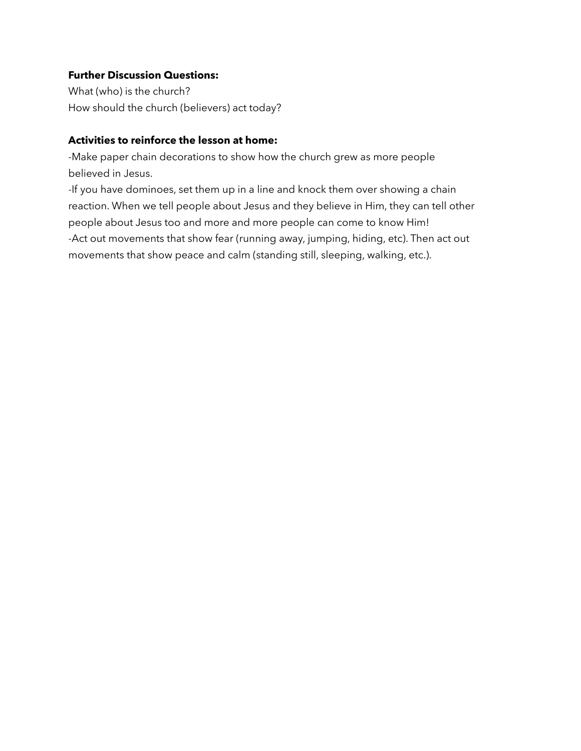**Further Discussion Questions:**

What (who) is the church?

How should the church (believers) act today?

**Activities to reinforce the lesson at home:**

-Make paper chain decorations to show how the church grew as more people believed in Jesus.

-If you have dominoes, set them up in a line and knock them over showing a chain reaction. When we tell people about Jesus and they believe in Him, they can tell other people about Jesus too and more and more people can come to know Him!

-Act out movements that show fear (running away, jumping, hiding, etc). Then act out movements that show peace and calm (standing still, sleeping, walking, etc.).